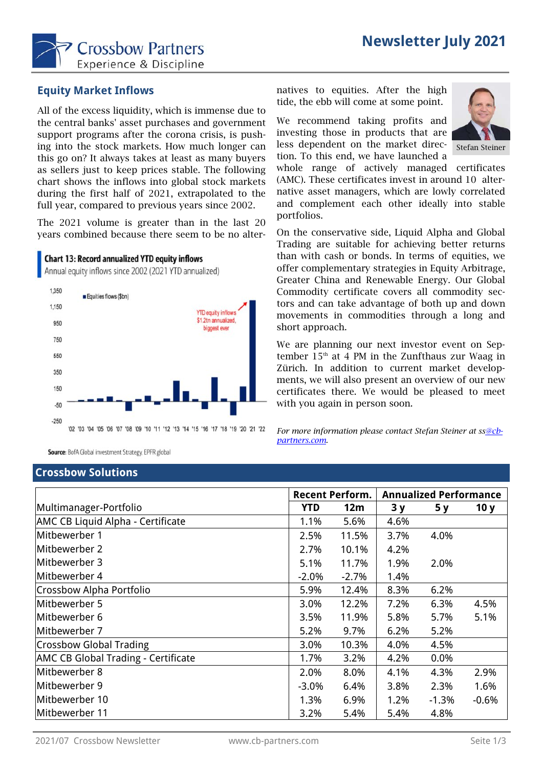# Newsletter July 2021

Crossbow Partners
Experience & Discipline

## Equity Market Inflows

All of the excess liquidity, which is immense due to the central banks' asset purchases and government support programs after the corona crisis, is pushing into the stock markets. How much longer can this go on? It always takes at least as many buyers as sellers just to keep prices stable. The following chart shows the inflows into global stock markets during the first half of 2021, extrapolated to the full year, compared to previous years since 2002.

The 2021 volume is greater than in the last 20 years combined because there seem to be no alternatives to equities. After the high tide, the ebb will come at some point.

**Chart 13: Record annualized YTD equity inflows**
Annual equity inflows since 2002 (2021 YTD annualized)

Equities flows ($bn)

YTD equity inflows $1.2tn annualized, biggest ever

**Source**: BofA Global investment Strategy, EPFR global

We recommend taking profits and investing those in products that are less dependent on the market direction. To this end, we have launched a whole range of actively managed certificates (AMC). These certificates invest in around 10 alternative asset managers, which are lowly correlated and complement each other ideally into stable portfolios.

Stefan Steiner

On the conservative side, Liquid Alpha and Global Trading are suitable for achieving better returns than with cash or bonds. In terms of equities, we offer complementary strategies in Equity Arbitrage, Greater China and Renewable Energy. Our Global Commodity certificate covers all commodity sectors and can take advantage of both up and down movements in commodities through a long and short approach.

We are planning our next investor event on September 15th at 4 PM in the Zunfthaus zur Waag in Zürich. In addition to current market developments, we will also present an overview of our new certificates there. We would be pleased to meet with you again in person soon.

*For more information please contact Stefan Steiner at ss@cb-partners.com.*

## Crossbow Solutions

| | Recent Perform. | | Annualized Performance | | |
|---|---|---|---|---|---|
| Multimanager-Portfolio | YTD | 12m | 3 y | 5 y | 10 y |
| AMC CB Liquid Alpha - Certificate | 1.1% | 5.6% | 4.6% | | |
| Mitbewerber 1 | 2.5% | 11.5% | 3.7% | 4.0% | |
| Mitbewerber 2 | 2.7% | 10.1% | 4.2% | | |
| Mitbewerber 3 | 5.1% | 11.7% | 1.9% | 2.0% | |
| Mitbewerber 4 | -2.0% | -2.7% | 1.4% | | |
| Crossbow Alpha Portfolio | 5.9% | 12.4% | 8.3% | 6.2% | |
| Mitbewerber 5 | 3.0% | 12.2% | 7.2% | 6.3% | 4.5% |
| Mitbewerber 6 | 3.5% | 11.9% | 5.8% | 5.7% | 5.1% |
| Mitbewerber 7 | 5.2% | 9.7% | 6.2% | 5.2% | |
| Crossbow Global Trading | 3.0% | 10.3% | 4.0% | 4.5% | |
| AMC CB Global Trading - Certificate | 1.7% | 3.2% | 4.2% | 0.0% | |
| Mitbewerber 8 | 2.0% | 8.0% | 4.1% | 4.3% | 2.9% |
| Mitbewerber 9 | -3.0% | 6.4% | 3.8% | 2.3% | 1.6% |
| Mitbewerber 10 | 1.3% | 6.9% | 1.2% | -1.3% | -0.6% |
| Mitbewerber 11 | 3.2% | 5.4% | 5.4% | 4.8% | |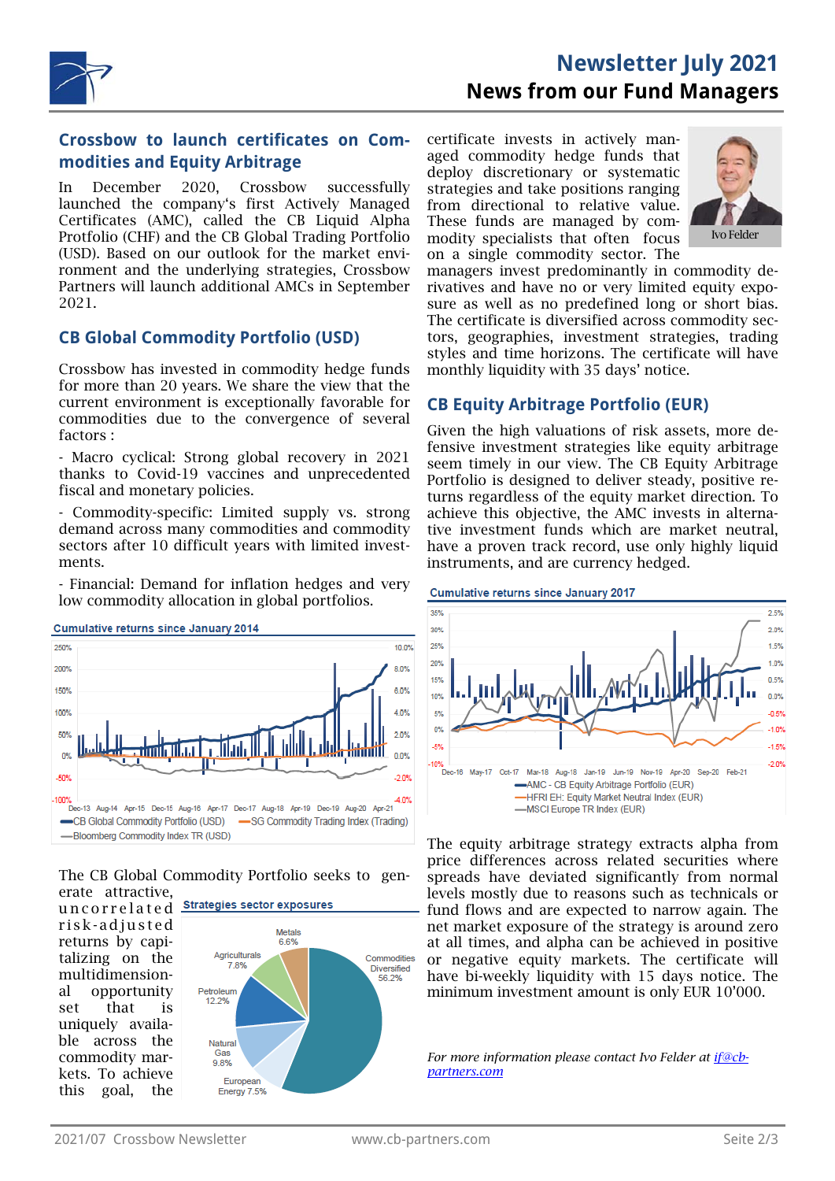# Newsletter July 2021

## News from our Fund Managers

## Crossbow to launch certificates on Commodities and Equity Arbitrage

In December 2020, Crossbow successfully launched the company's first Actively Managed Certificates (AMC), called the CB Liquid Alpha Protfolio (CHF) and the CB Global Trading Portfolio (USD). Based on our outlook for the market environment and the underlying strategies, Crossbow Partners will launch additional AMCs in September 2021.

## CB Global Commodity Portfolio (USD)

Crossbow has invested in commodity hedge funds for more than 20 years. We share the view that the current environment is exceptionally favorable for commodities due to the convergence of several factors :

- Macro cyclical: Strong global recovery in 2021 thanks to Covid-19 vaccines and unprecedented fiscal and monetary policies.

- Commodity-specific: Limited supply vs. strong demand across many commodities and commodity sectors after 10 difficult years with limited investments.

- Financial: Demand for inflation hedges and very low commodity allocation in global portfolios.

**Cumulative returns since January 2014**

Legend: CB Global Commodity Portfolio (USD); SG Commodity Trading Index (Trading); Bloomberg Commodity Index TR (USD)

The CB Global Commodity Portfolio seeks to generate attractive, uncorrelated risk-adjusted returns by capitalizing on the multidimensional opportunity set that is uniquely available across the commodity markets. To achieve this goal, the certificate invests in actively managed commodity hedge funds that deploy discretionary or systematic strategies and take positions ranging from directional to relative value. These funds are managed by commodity specialists that often focus on a single commodity sector. The managers invest predominantly in commodity derivatives and have no or very limited equity exposure as well as no predefined long or short bias. The certificate is diversified across commodity sectors, geographies, investment strategies, trading styles and time horizons. The certificate will have monthly liquidity with 35 days' notice.

**Strategies sector exposures**

| Sector | Exposure |
|---|---|
| Commodities Diversified | 56.2% |
| Petroleum | 12.2% |
| Natural Gas | 9.8% |
| Agriculturals | 7.8% |
| European Energy | 7.5% |
| Metals | 6.6% |

Ivo Felder

## CB Equity Arbitrage Portfolio (EUR)

Given the high valuations of risk assets, more defensive investment strategies like equity arbitrage seem timely in our view. The CB Equity Arbitrage Portfolio is designed to deliver steady, positive returns regardless of the equity market direction. To achieve this objective, the AMC invests in alternative investment funds which are market neutral, have a proven track record, use only highly liquid instruments, and are currency hedged.

**Cumulative returns since January 2017**

Legend: AMC - CB Equity Arbitrage Portfolio (EUR); HFRI EH: Equity Market Neutral Index (EUR); MSCI Europe TR Index (EUR)

The equity arbitrage strategy extracts alpha from price differences across related securities where spreads have deviated significantly from normal levels mostly due to reasons such as technicals or fund flows and are expected to narrow again. The net market exposure of the strategy is around zero at all times, and alpha can be achieved in positive or negative equity markets. The certificate will have bi-weekly liquidity with 15 days notice. The minimum investment amount is only EUR 10'000.

*For more information please contact Ivo Felder at [if@cb-partners.com](mailto:if@cb-partners.com)*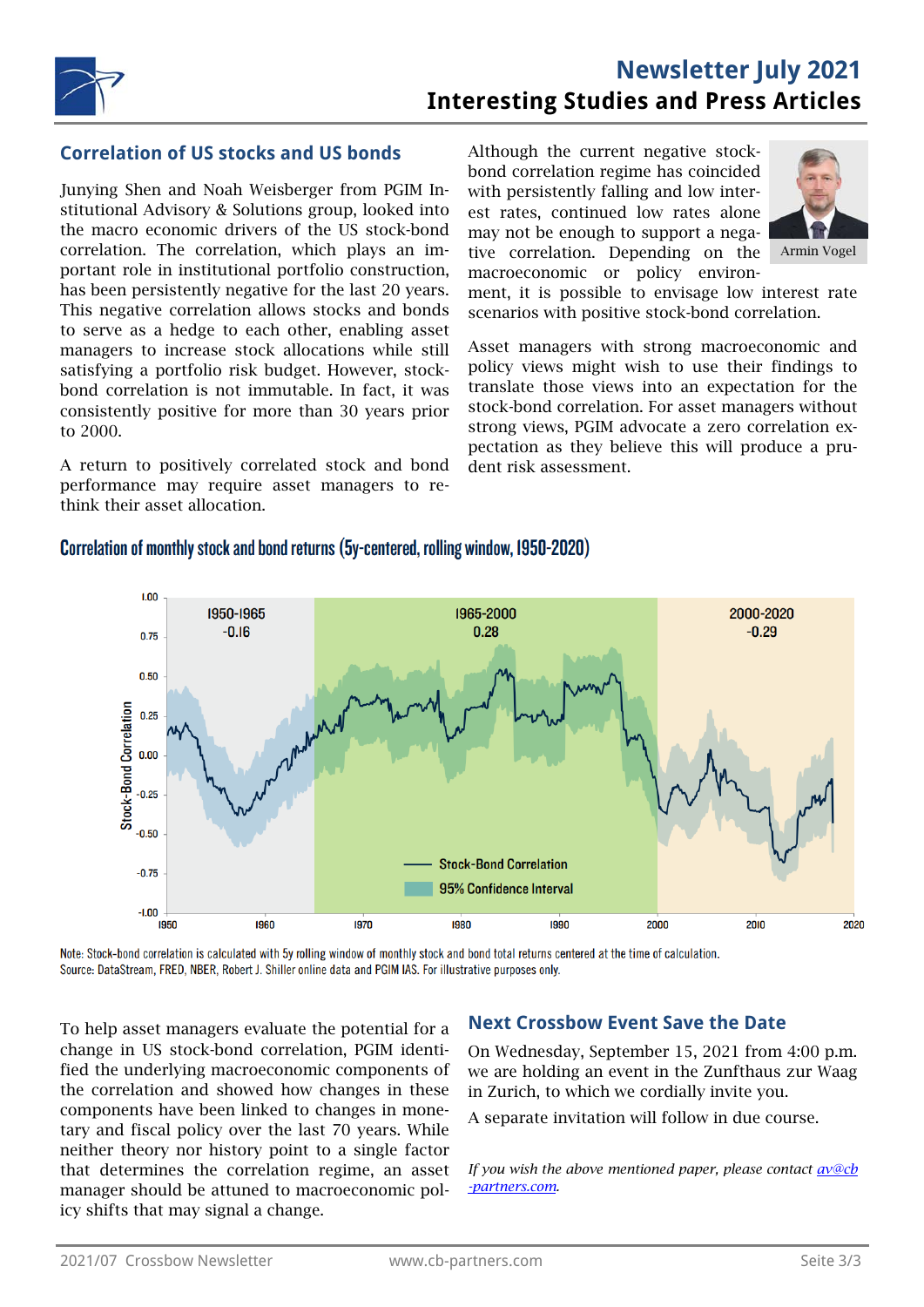# Newsletter July 2021

## Interesting Studies and Press Articles

### Correlation of US stocks and US bonds

Junying Shen and Noah Weisberger from PGIM Institutional Advisory & Solutions group, looked into the macro economic drivers of the US stock-bond correlation. The correlation, which plays an important role in institutional portfolio construction, has been persistently negative for the last 20 years. This negative correlation allows stocks and bonds to serve as a hedge to each other, enabling asset managers to increase stock allocations while still satisfying a portfolio risk budget. However, stock-bond correlation is not immutable. In fact, it was consistently positive for more than 30 years prior to 2000.

A return to positively correlated stock and bond performance may require asset managers to rethink their asset allocation.

Although the current negative stock-bond correlation regime has coincided with persistently falling and low interest rates, continued low rates alone may not be enough to support a negative correlation. Depending on the macroeconomic or policy environment, it is possible to envisage low interest rate scenarios with positive stock-bond correlation.

Armin Vogel

Asset managers with strong macroeconomic and policy views might wish to use their findings to translate those views into an expectation for the stock-bond correlation. For asset managers without strong views, PGIM advocate a zero correlation expectation as they believe this will produce a prudent risk assessment.

**Correlation of monthly stock and bond returns (5y-centered, rolling window, 1950-2020)**

1950-1965
-0.16

1965-2000
0.28

2000-2020
-0.29

Stock-Bond Correlation
95% Confidence Interval

Stock-Bond Correlation

1.00
0.75
0.50
0.25
0.00
-0.25
-0.50
-0.75
-1.00

1950 1960 1970 1980 1990 2000 2010 2020

Note: Stock-bond correlation is calculated with 5y rolling window of monthly stock and bond total returns centered at the time of calculation.
Source: DataStream, FRED, NBER, Robert J. Shiller online data and PGIM IAS. For illustrative purposes only.

To help asset managers evaluate the potential for a change in US stock-bond correlation, PGIM identified the underlying macroeconomic components of the correlation and showed how changes in these components have been linked to changes in monetary and fiscal policy over the last 70 years. While neither theory nor history point to a single factor that determines the correlation regime, an asset manager should be attuned to macroeconomic policy shifts that may signal a change.

### Next Crossbow Event Save the Date

On Wednesday, September 15, 2021 from 4:00 p.m. we are holding an event in the Zunfthaus zur Waag in Zurich, to which we cordially invite you.

A separate invitation will follow in due course.

*If you wish the above mentioned paper, please contact [av@cb-partners.com](mailto:av@cb-partners.com).*